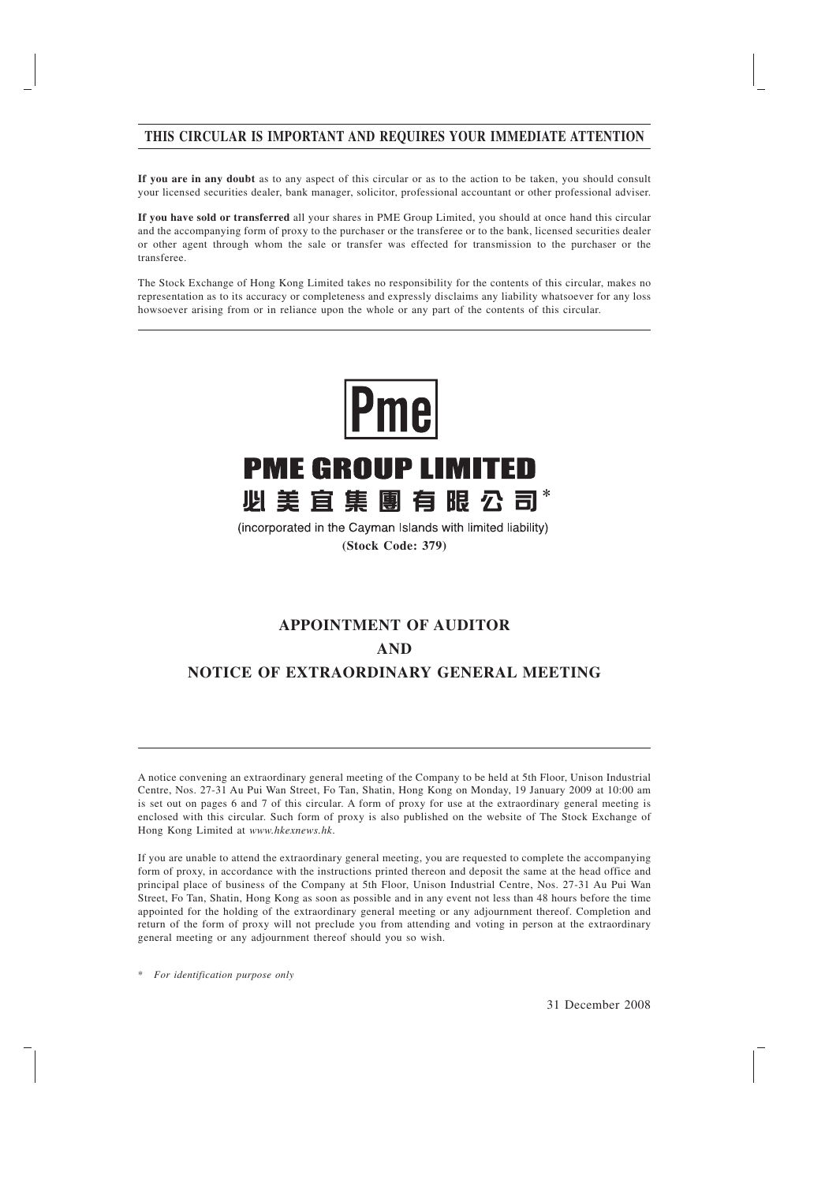# THIS CIRCULAR IS IMPORTANT AND REQUIRES YOUR IMMEDIATE ATTENTION

**If you are in any doubt** as to any aspect of this circular or as to the action to be taken, you should consult your licensed securities dealer, bank manager, solicitor, professional accountant or other professional adviser.

**If you have sold or transferred** all your shares in PME Group Limited, you should at once hand this circular and the accompanying form of proxy to the purchaser or the transferee or to the bank, licensed securities dealer or other agent through whom the sale or transfer was effected for transmission to the purchaser or the transferee.

The Stock Exchange of Hong Kong Limited takes no responsibility for the contents of this circular, makes no representation as to its accuracy or completeness and expressly disclaims any liability whatsoever for any loss howsoever arising from or in reliance upon the whole or any part of the contents of this circular.

**Pme**

**PME GROUP LIMITED**

**必美宜集團有限公司***

(incorporated in the Cayman Islands with limited liability)

**(Stock Code: 379)**

## APPOINTMENT OF AUDITOR
## AND
## NOTICE OF EXTRAORDINARY GENERAL MEETING

A notice convening an extraordinary general meeting of the Company to be held at 5th Floor, Unison Industrial Centre, Nos. 27-31 Au Pui Wan Street, Fo Tan, Shatin, Hong Kong on Monday, 19 January 2009 at 10:00 am is set out on pages 6 and 7 of this circular. A form of proxy for use at the extraordinary general meeting is enclosed with this circular. Such form of proxy is also published on the website of The Stock Exchange of Hong Kong Limited at *www.hkexnews.hk*.

If you are unable to attend the extraordinary general meeting, you are requested to complete the accompanying form of proxy, in accordance with the instructions printed thereon and deposit the same at the head office and principal place of business of the Company at 5th Floor, Unison Industrial Centre, Nos. 27-31 Au Pui Wan Street, Fo Tan, Shatin, Hong Kong as soon as possible and in any event not less than 48 hours before the time appointed for the holding of the extraordinary general meeting or any adjournment thereof. Completion and return of the form of proxy will not preclude you from attending and voting in person at the extraordinary general meeting or any adjournment thereof should you so wish.

\* *For identification purpose only*

31 December 2008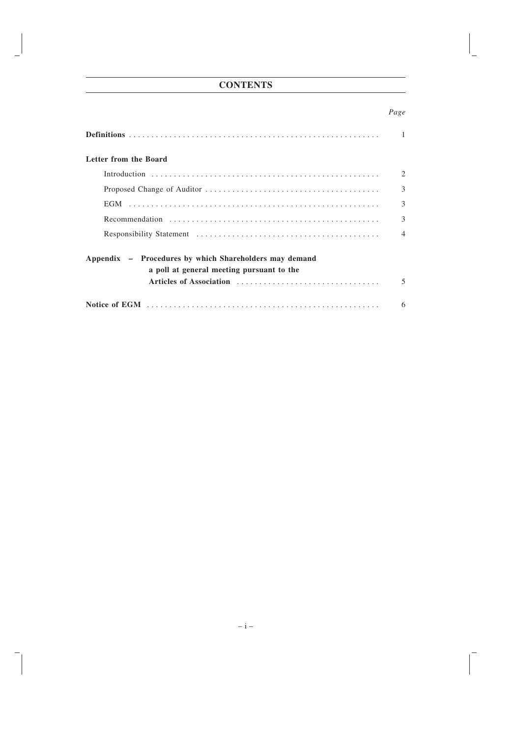# CONTENTS

| | *Page* |
|---|---|
| **Definitions** | 1 |
| **Letter from the Board** | |
| Introduction | 2 |
| Proposed Change of Auditor | 3 |
| EGM | 3 |
| Recommendation | 3 |
| Responsibility Statement | 4 |
| **Appendix – Procedures by which Shareholders may demand a poll at general meeting pursuant to the Articles of Association** | 5 |
| **Notice of EGM** | 6 |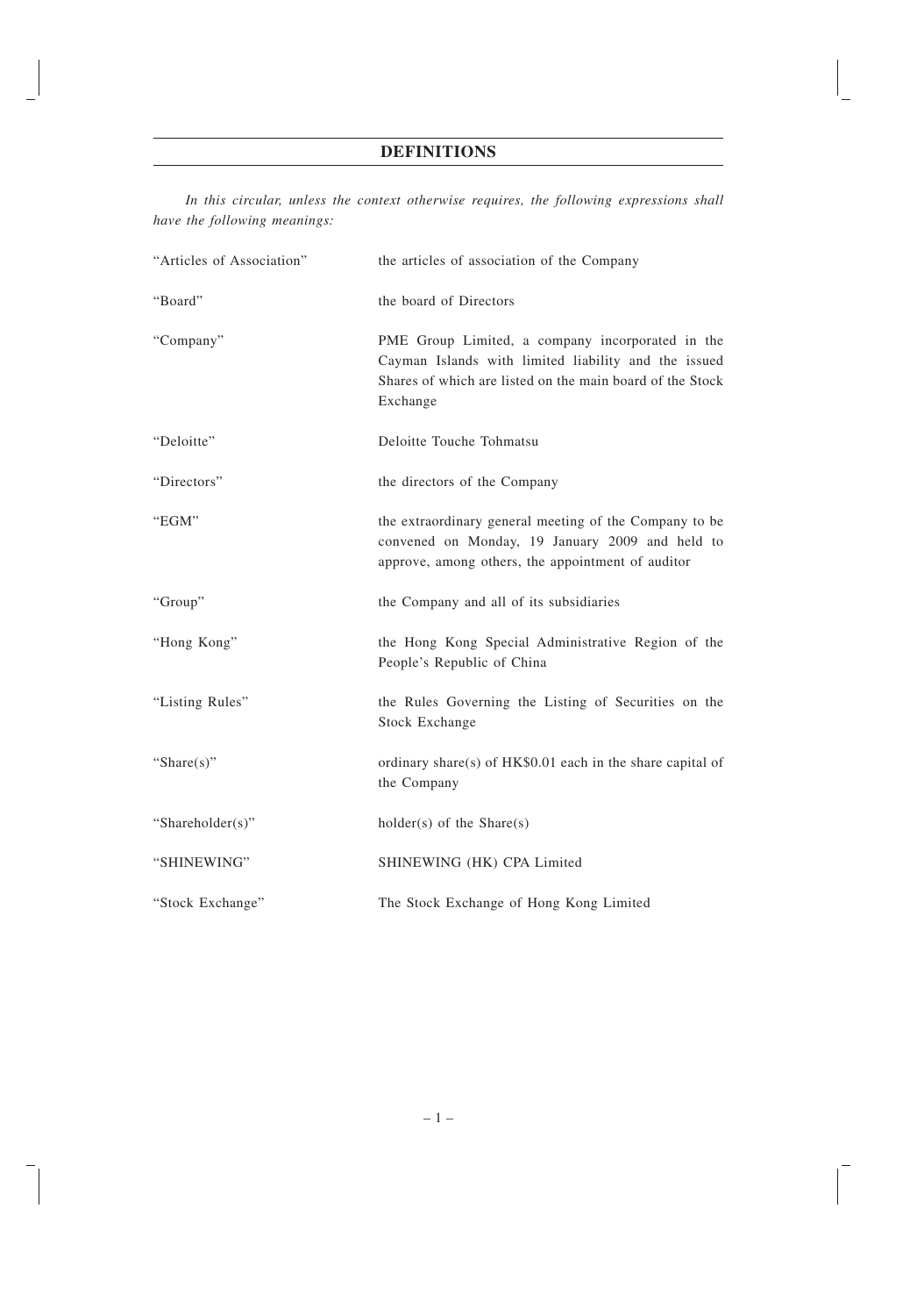# DEFINITIONS

*In this circular, unless the context otherwise requires, the following expressions shall have the following meanings:*

| | |
|---|---|
| "Articles of Association" | the articles of association of the Company |
| "Board" | the board of Directors |
| "Company" | PME Group Limited, a company incorporated in the Cayman Islands with limited liability and the issued Shares of which are listed on the main board of the Stock Exchange |
| "Deloitte" | Deloitte Touche Tohmatsu |
| "Directors" | the directors of the Company |
| "EGM" | the extraordinary general meeting of the Company to be convened on Monday, 19 January 2009 and held to approve, among others, the appointment of auditor |
| "Group" | the Company and all of its subsidiaries |
| "Hong Kong" | the Hong Kong Special Administrative Region of the People's Republic of China |
| "Listing Rules" | the Rules Governing the Listing of Securities on the Stock Exchange |
| "Share(s)" | ordinary share(s) of HK$0.01 each in the share capital of the Company |
| "Shareholder(s)" | holder(s) of the Share(s) |
| "SHINEWING" | SHINEWING (HK) CPA Limited |
| "Stock Exchange" | The Stock Exchange of Hong Kong Limited |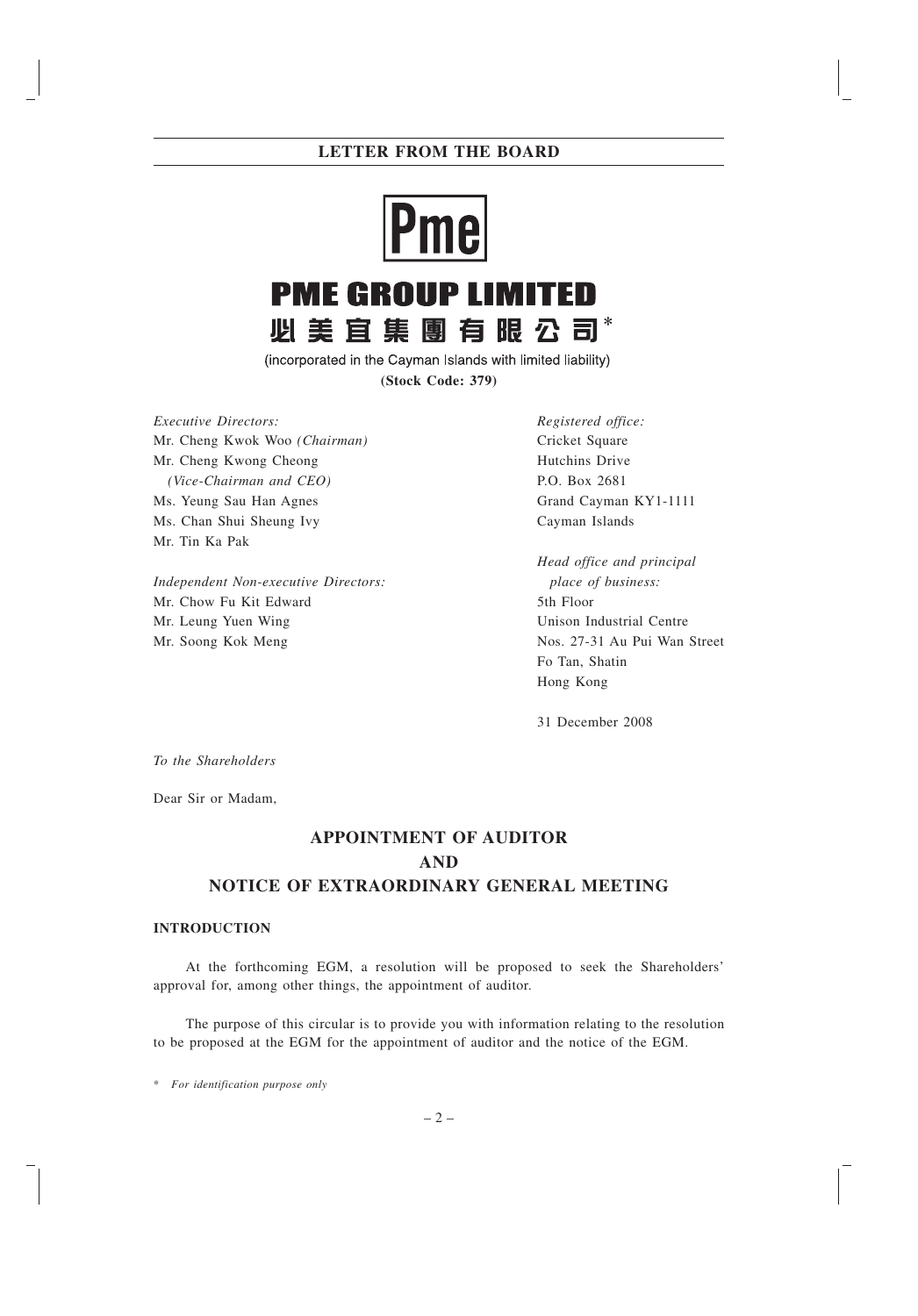# PME GROUP LIMITED

**必美宜集團有限公司***

(incorporated in the Cayman Islands with limited liability)

**(Stock Code: 379)**

*Executive Directors:*
Mr. Cheng Kwok Woo *(Chairman)*
Mr. Cheng Kwong Cheong
*(Vice-Chairman and CEO)*
Ms. Yeung Sau Han Agnes
Ms. Chan Shui Sheung Ivy
Mr. Tin Ka Pak

*Independent Non-executive Directors:*
Mr. Chow Fu Kit Edward
Mr. Leung Yuen Wing
Mr. Soong Kok Meng

*Registered office:*
Cricket Square
Hutchins Drive
P.O. Box 2681
Grand Cayman KY1-1111
Cayman Islands

*Head office and principal place of business:*
5th Floor
Unison Industrial Centre
Nos. 27-31 Au Pui Wan Street
Fo Tan, Shatin
Hong Kong

31 December 2008

*To the Shareholders*

Dear Sir or Madam,

## APPOINTMENT OF AUDITOR AND NOTICE OF EXTRAORDINARY GENERAL MEETING

### INTRODUCTION

At the forthcoming EGM, a resolution will be proposed to seek the Shareholders' approval for, among other things, the appointment of auditor.

The purpose of this circular is to provide you with information relating to the resolution to be proposed at the EGM for the appointment of auditor and the notice of the EGM.

\* *For identification purpose only*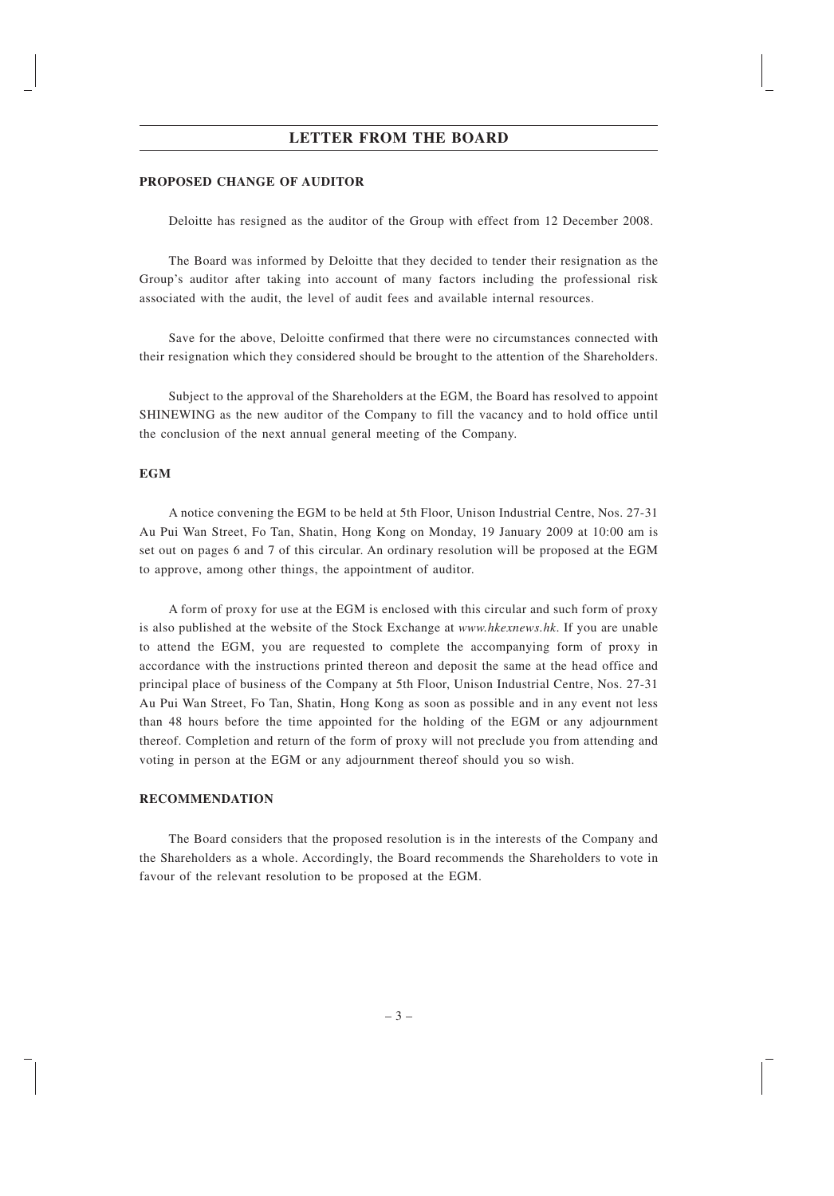# LETTER FROM THE BOARD

## PROPOSED CHANGE OF AUDITOR

Deloitte has resigned as the auditor of the Group with effect from 12 December 2008.

The Board was informed by Deloitte that they decided to tender their resignation as the Group's auditor after taking into account of many factors including the professional risk associated with the audit, the level of audit fees and available internal resources.

Save for the above, Deloitte confirmed that there were no circumstances connected with their resignation which they considered should be brought to the attention of the Shareholders.

Subject to the approval of the Shareholders at the EGM, the Board has resolved to appoint SHINEWING as the new auditor of the Company to fill the vacancy and to hold office until the conclusion of the next annual general meeting of the Company.

## EGM

A notice convening the EGM to be held at 5th Floor, Unison Industrial Centre, Nos. 27-31 Au Pui Wan Street, Fo Tan, Shatin, Hong Kong on Monday, 19 January 2009 at 10:00 am is set out on pages 6 and 7 of this circular. An ordinary resolution will be proposed at the EGM to approve, among other things, the appointment of auditor.

A form of proxy for use at the EGM is enclosed with this circular and such form of proxy is also published at the website of the Stock Exchange at *www.hkexnews.hk*. If you are unable to attend the EGM, you are requested to complete the accompanying form of proxy in accordance with the instructions printed thereon and deposit the same at the head office and principal place of business of the Company at 5th Floor, Unison Industrial Centre, Nos. 27-31 Au Pui Wan Street, Fo Tan, Shatin, Hong Kong as soon as possible and in any event not less than 48 hours before the time appointed for the holding of the EGM or any adjournment thereof. Completion and return of the form of proxy will not preclude you from attending and voting in person at the EGM or any adjournment thereof should you so wish.

## RECOMMENDATION

The Board considers that the proposed resolution is in the interests of the Company and the Shareholders as a whole. Accordingly, the Board recommends the Shareholders to vote in favour of the relevant resolution to be proposed at the EGM.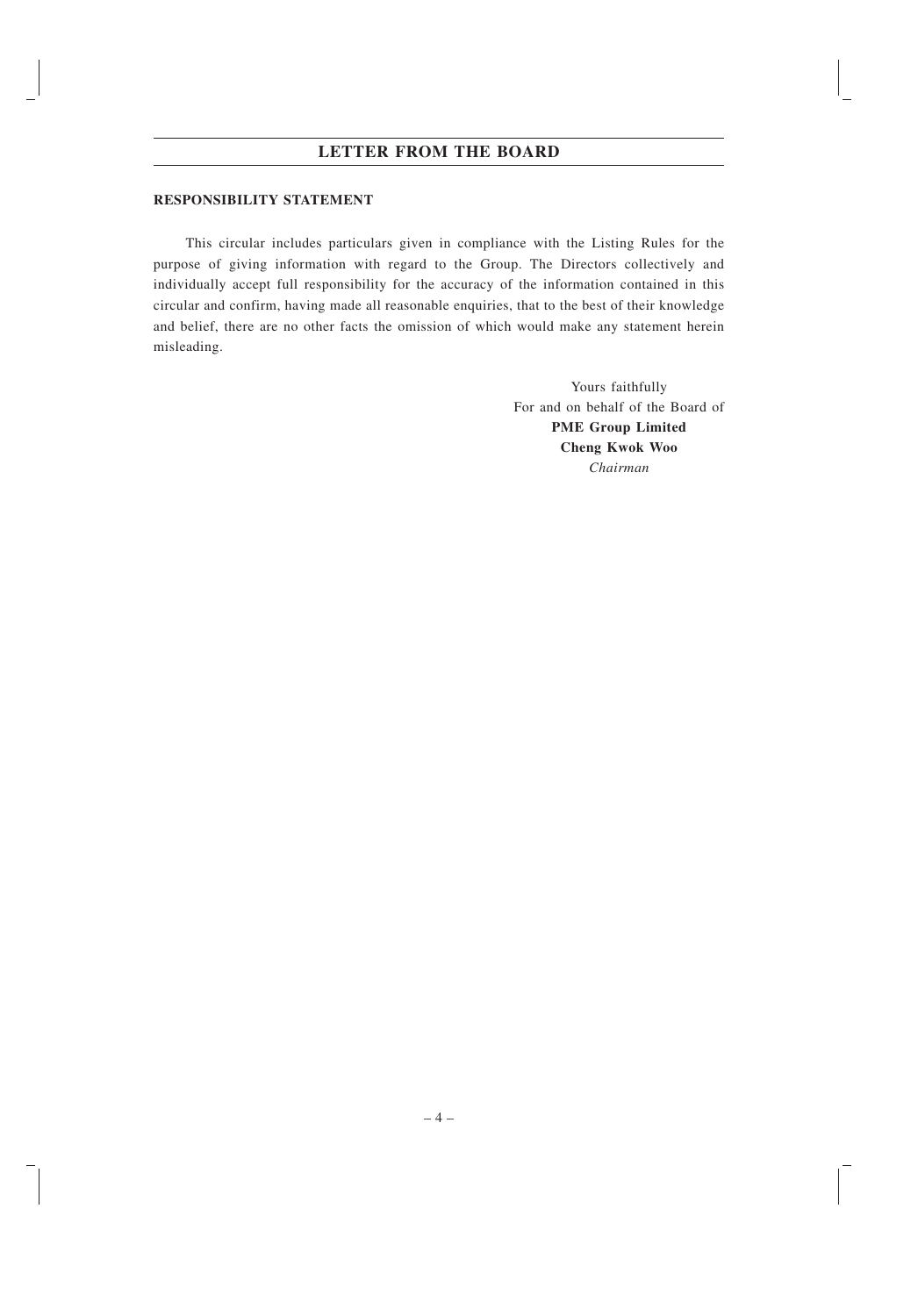**RESPONSIBILITY STATEMENT**

This circular includes particulars given in compliance with the Listing Rules for the purpose of giving information with regard to the Group. The Directors collectively and individually accept full responsibility for the accuracy of the information contained in this circular and confirm, having made all reasonable enquiries, that to the best of their knowledge and belief, there are no other facts the omission of which would make any statement herein misleading.

Yours faithfully
For and on behalf of the Board of
**PME Group Limited**
**Cheng Kwok Woo**
*Chairman*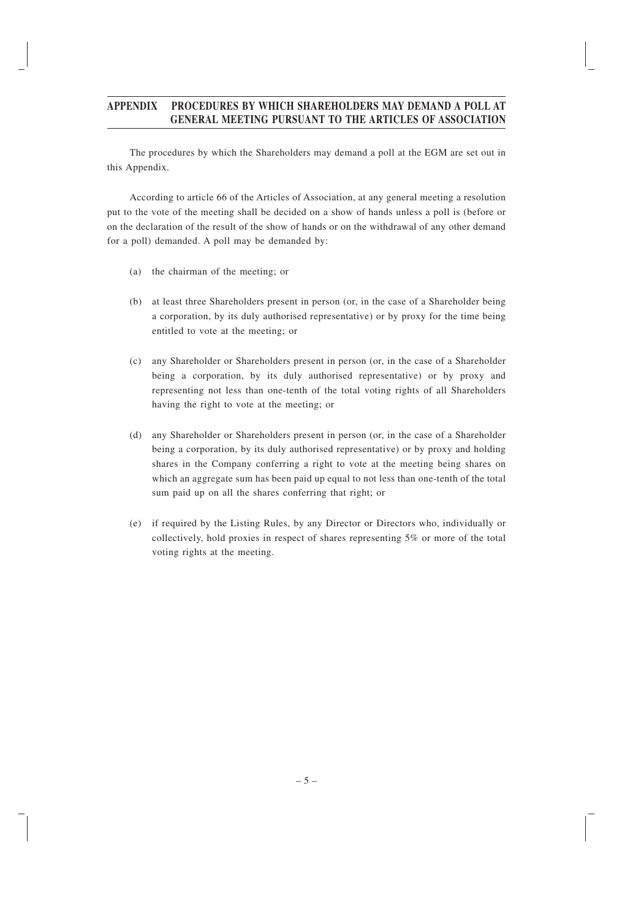# APPENDIX PROCEDURES BY WHICH SHAREHOLDERS MAY DEMAND A POLL AT GENERAL MEETING PURSUANT TO THE ARTICLES OF ASSOCIATION

The procedures by which the Shareholders may demand a poll at the EGM are set out in this Appendix.

According to article 66 of the Articles of Association, at any general meeting a resolution put to the vote of the meeting shall be decided on a show of hands unless a poll is (before or on the declaration of the result of the show of hands or on the withdrawal of any other demand for a poll) demanded. A poll may be demanded by:

(a) the chairman of the meeting; or

(b) at least three Shareholders present in person (or, in the case of a Shareholder being a corporation, by its duly authorised representative) or by proxy for the time being entitled to vote at the meeting; or

(c) any Shareholder or Shareholders present in person (or, in the case of a Shareholder being a corporation, by its duly authorised representative) or by proxy and representing not less than one-tenth of the total voting rights of all Shareholders having the right to vote at the meeting; or

(d) any Shareholder or Shareholders present in person (or, in the case of a Shareholder being a corporation, by its duly authorised representative) or by proxy and holding shares in the Company conferring a right to vote at the meeting being shares on which an aggregate sum has been paid up equal to not less than one-tenth of the total sum paid up on all the shares conferring that right; or

(e) if required by the Listing Rules, by any Director or Directors who, individually or collectively, hold proxies in respect of shares representing 5% or more of the total voting rights at the meeting.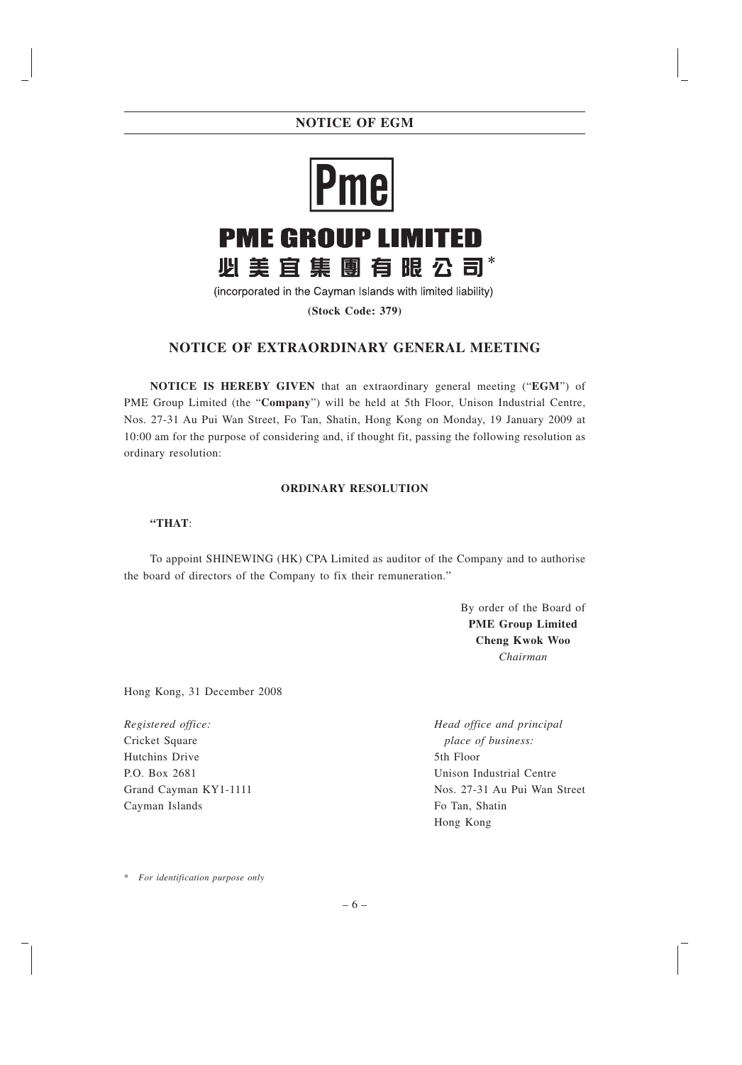**Pme**

# PME GROUP LIMITED

# 必美宜集團有限公司*

(incorporated in the Cayman Islands with limited liability)

**(Stock Code: 379)**

## NOTICE OF EXTRAORDINARY GENERAL MEETING

**NOTICE IS HEREBY GIVEN** that an extraordinary general meeting ("**EGM**") of PME Group Limited (the "**Company**") will be held at 5th Floor, Unison Industrial Centre, Nos. 27-31 Au Pui Wan Street, Fo Tan, Shatin, Hong Kong on Monday, 19 January 2009 at 10:00 am for the purpose of considering and, if thought fit, passing the following resolution as ordinary resolution:

**ORDINARY RESOLUTION**

**"THAT**:

To appoint SHINEWING (HK) CPA Limited as auditor of the Company and to authorise the board of directors of the Company to fix their remuneration."

By order of the Board of
**PME Group Limited**
**Cheng Kwok Woo**
*Chairman*

Hong Kong, 31 December 2008

*Registered office:*
Cricket Square
Hutchins Drive
P.O. Box 2681
Grand Cayman KY1-1111
Cayman Islands

*Head office and principal place of business:*
5th Floor
Unison Industrial Centre
Nos. 27-31 Au Pui Wan Street
Fo Tan, Shatin
Hong Kong

\* *For identification purpose only*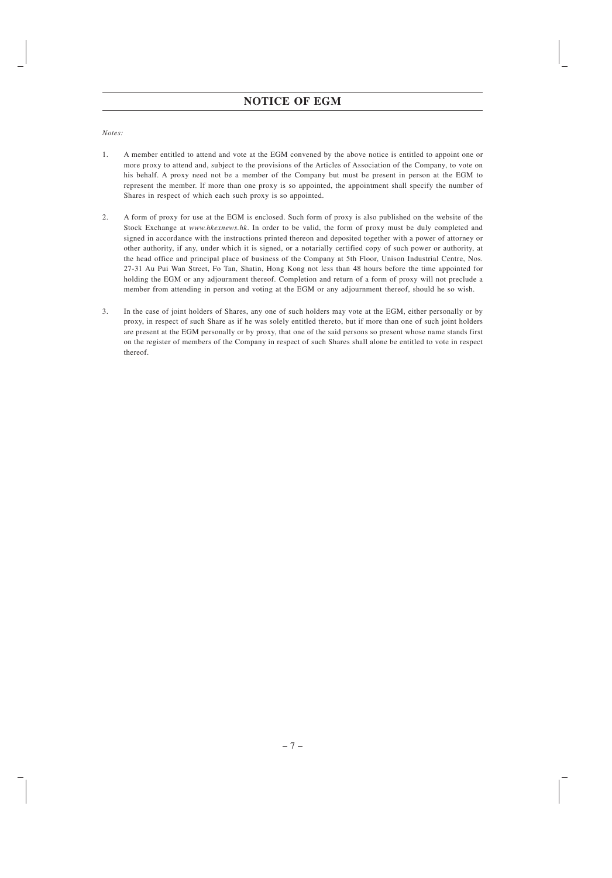# NOTICE OF EGM

*Notes:*

1. A member entitled to attend and vote at the EGM convened by the above notice is entitled to appoint one or more proxy to attend and, subject to the provisions of the Articles of Association of the Company, to vote on his behalf. A proxy need not be a member of the Company but must be present in person at the EGM to represent the member. If more than one proxy is so appointed, the appointment shall specify the number of Shares in respect of which each such proxy is so appointed.

2. A form of proxy for use at the EGM is enclosed. Such form of proxy is also published on the website of the Stock Exchange at *www.hkexnews.hk*. In order to be valid, the form of proxy must be duly completed and signed in accordance with the instructions printed thereon and deposited together with a power of attorney or other authority, if any, under which it is signed, or a notarially certified copy of such power or authority, at the head office and principal place of business of the Company at 5th Floor, Unison Industrial Centre, Nos. 27-31 Au Pui Wan Street, Fo Tan, Shatin, Hong Kong not less than 48 hours before the time appointed for holding the EGM or any adjournment thereof. Completion and return of a form of proxy will not preclude a member from attending in person and voting at the EGM or any adjournment thereof, should he so wish.

3. In the case of joint holders of Shares, any one of such holders may vote at the EGM, either personally or by proxy, in respect of such Share as if he was solely entitled thereto, but if more than one of such joint holders are present at the EGM personally or by proxy, that one of the said persons so present whose name stands first on the register of members of the Company in respect of such Shares shall alone be entitled to vote in respect thereof.